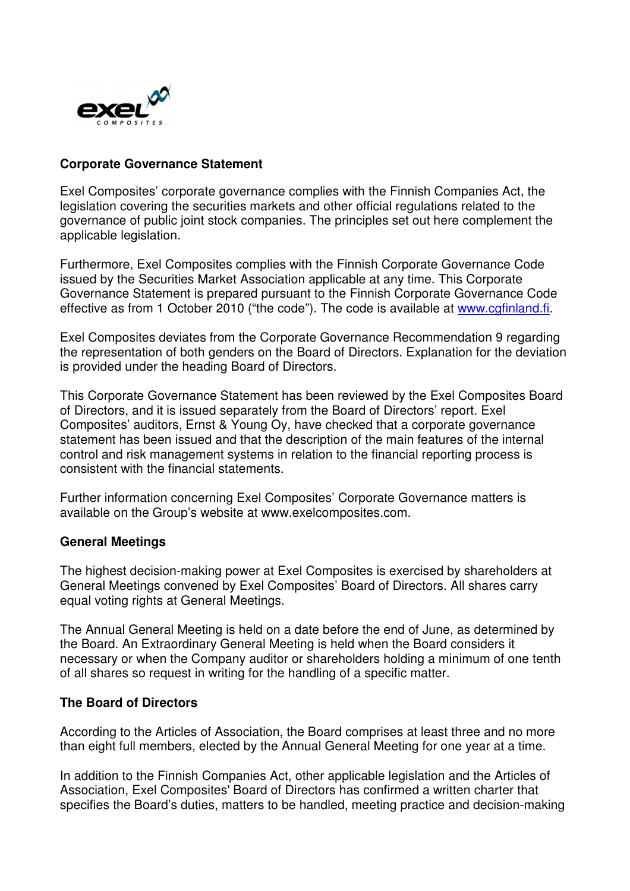## Corporate Governance Statement

Exel Composites' corporate governance complies with the Finnish Companies Act, the legislation covering the securities markets and other official regulations related to the governance of public joint stock companies. The principles set out here complement the applicable legislation.

Furthermore, Exel Composites complies with the Finnish Corporate Governance Code issued by the Securities Market Association applicable at any time. This Corporate Governance Statement is prepared pursuant to the Finnish Corporate Governance Code effective as from 1 October 2010 ("the code"). The code is available at www.cgfinland.fi.

Exel Composites deviates from the Corporate Governance Recommendation 9 regarding the representation of both genders on the Board of Directors. Explanation for the deviation is provided under the heading Board of Directors.

This Corporate Governance Statement has been reviewed by the Exel Composites Board of Directors, and it is issued separately from the Board of Directors' report. Exel Composites' auditors, Ernst & Young Oy, have checked that a corporate governance statement has been issued and that the description of the main features of the internal control and risk management systems in relation to the financial reporting process is consistent with the financial statements.

Further information concerning Exel Composites' Corporate Governance matters is available on the Group's website at www.exelcomposites.com.

### General Meetings

The highest decision-making power at Exel Composites is exercised by shareholders at General Meetings convened by Exel Composites' Board of Directors. All shares carry equal voting rights at General Meetings.

The Annual General Meeting is held on a date before the end of June, as determined by the Board. An Extraordinary General Meeting is held when the Board considers it necessary or when the Company auditor or shareholders holding a minimum of one tenth of all shares so request in writing for the handling of a specific matter.

### The Board of Directors

According to the Articles of Association, the Board comprises at least three and no more than eight full members, elected by the Annual General Meeting for one year at a time.

In addition to the Finnish Companies Act, other applicable legislation and the Articles of Association, Exel Composites' Board of Directors has confirmed a written charter that specifies the Board's duties, matters to be handled, meeting practice and decision-making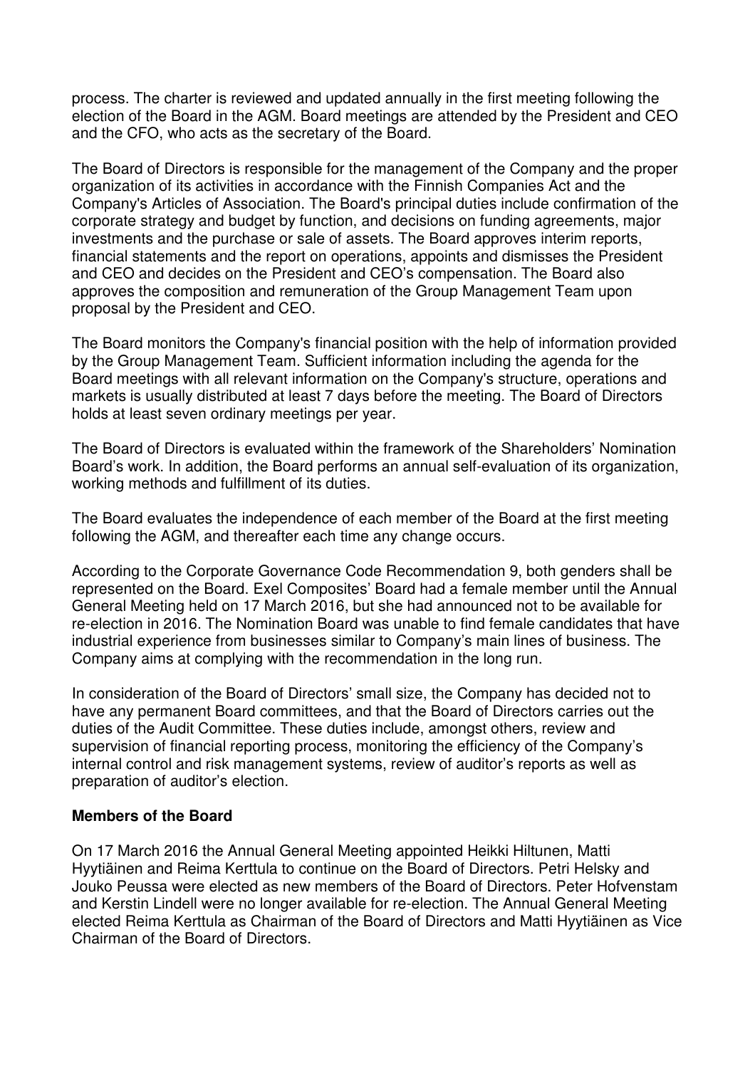process. The charter is reviewed and updated annually in the first meeting following the election of the Board in the AGM. Board meetings are attended by the President and CEO and the CFO, who acts as the secretary of the Board.

The Board of Directors is responsible for the management of the Company and the proper organization of its activities in accordance with the Finnish Companies Act and the Company's Articles of Association. The Board's principal duties include confirmation of the corporate strategy and budget by function, and decisions on funding agreements, major investments and the purchase or sale of assets. The Board approves interim reports, financial statements and the report on operations, appoints and dismisses the President and CEO and decides on the President and CEO's compensation. The Board also approves the composition and remuneration of the Group Management Team upon proposal by the President and CEO.

The Board monitors the Company's financial position with the help of information provided by the Group Management Team. Sufficient information including the agenda for the Board meetings with all relevant information on the Company's structure, operations and markets is usually distributed at least 7 days before the meeting. The Board of Directors holds at least seven ordinary meetings per year.

The Board of Directors is evaluated within the framework of the Shareholders' Nomination Board's work. In addition, the Board performs an annual self-evaluation of its organization, working methods and fulfillment of its duties.

The Board evaluates the independence of each member of the Board at the first meeting following the AGM, and thereafter each time any change occurs.

According to the Corporate Governance Code Recommendation 9, both genders shall be represented on the Board. Exel Composites' Board had a female member until the Annual General Meeting held on 17 March 2016, but she had announced not to be available for re-election in 2016. The Nomination Board was unable to find female candidates that have industrial experience from businesses similar to Company's main lines of business. The Company aims at complying with the recommendation in the long run.

In consideration of the Board of Directors' small size, the Company has decided not to have any permanent Board committees, and that the Board of Directors carries out the duties of the Audit Committee. These duties include, amongst others, review and supervision of financial reporting process, monitoring the efficiency of the Company's internal control and risk management systems, review of auditor's reports as well as preparation of auditor's election.

**Members of the Board**

On 17 March 2016 the Annual General Meeting appointed Heikki Hiltunen, Matti Hyytiäinen and Reima Kerttula to continue on the Board of Directors. Petri Helsky and Jouko Peussa were elected as new members of the Board of Directors. Peter Hofvenstam and Kerstin Lindell were no longer available for re-election. The Annual General Meeting elected Reima Kerttula as Chairman of the Board of Directors and Matti Hyytiäinen as Vice Chairman of the Board of Directors.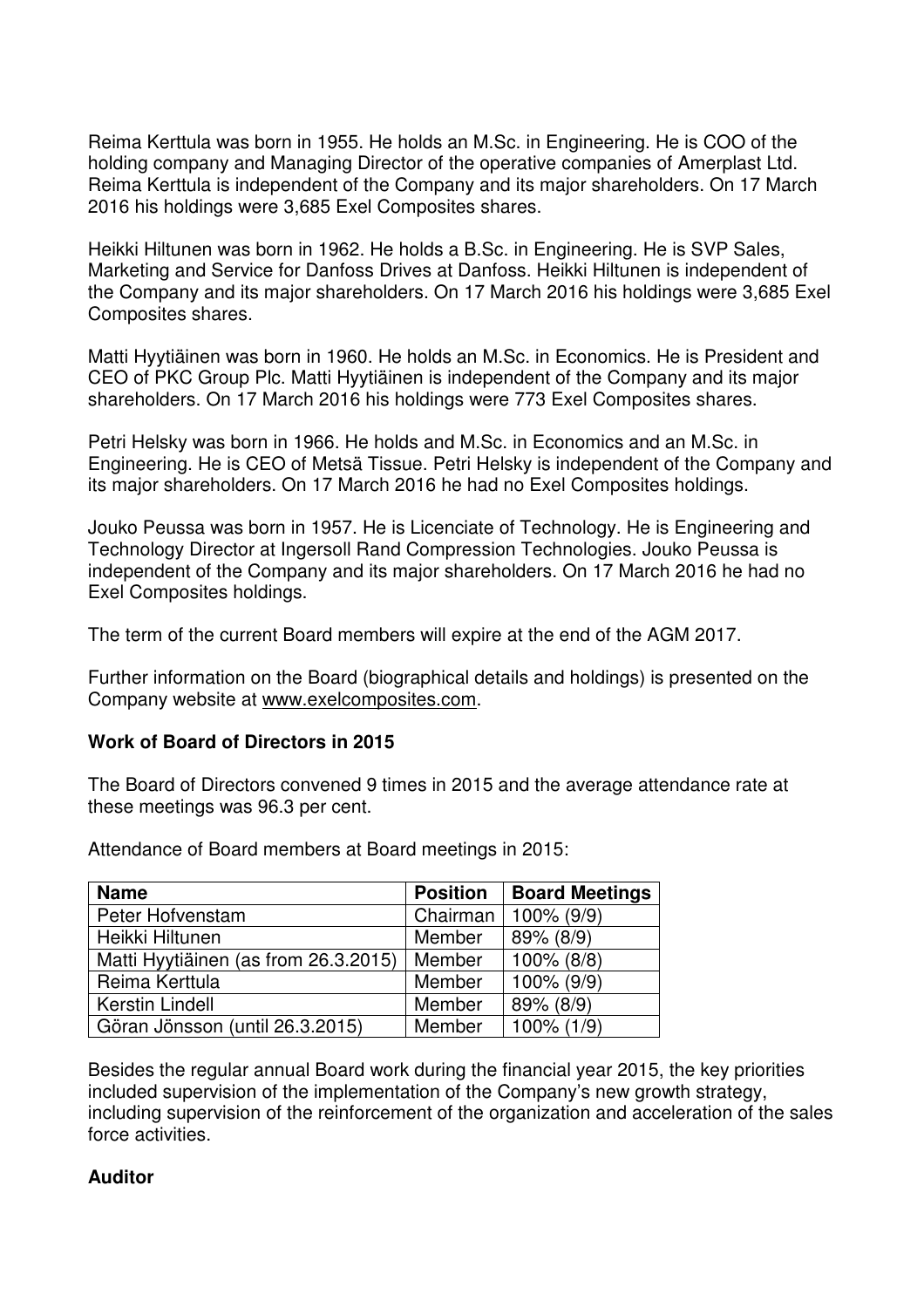Reima Kerttula was born in 1955. He holds an M.Sc. in Engineering. He is COO of the holding company and Managing Director of the operative companies of Amerplast Ltd. Reima Kerttula is independent of the Company and its major shareholders. On 17 March 2016 his holdings were 3,685 Exel Composites shares.

Heikki Hiltunen was born in 1962. He holds a B.Sc. in Engineering. He is SVP Sales, Marketing and Service for Danfoss Drives at Danfoss. Heikki Hiltunen is independent of the Company and its major shareholders. On 17 March 2016 his holdings were 3,685 Exel Composites shares.

Matti Hyytiäinen was born in 1960. He holds an M.Sc. in Economics. He is President and CEO of PKC Group Plc. Matti Hyytiäinen is independent of the Company and its major shareholders. On 17 March 2016 his holdings were 773 Exel Composites shares.

Petri Helsky was born in 1966. He holds and M.Sc. in Economics and an M.Sc. in Engineering. He is CEO of Metsä Tissue. Petri Helsky is independent of the Company and its major shareholders. On 17 March 2016 he had no Exel Composites holdings.

Jouko Peussa was born in 1957. He is Licenciate of Technology. He is Engineering and Technology Director at Ingersoll Rand Compression Technologies. Jouko Peussa is independent of the Company and its major shareholders. On 17 March 2016 he had no Exel Composites holdings.

The term of the current Board members will expire at the end of the AGM 2017.

Further information on the Board (biographical details and holdings) is presented on the Company website at www.exelcomposites.com.

**Work of Board of Directors in 2015**

The Board of Directors convened 9 times in 2015 and the average attendance rate at these meetings was 96.3 per cent.

Attendance of Board members at Board meetings in 2015:

| Name | Position | Board Meetings |
|---|---|---|
| Peter Hofvenstam | Chairman | 100% (9/9) |
| Heikki Hiltunen | Member | 89% (8/9) |
| Matti Hyytiäinen (as from 26.3.2015) | Member | 100% (8/8) |
| Reima Kerttula | Member | 100% (9/9) |
| Kerstin Lindell | Member | 89% (8/9) |
| Göran Jönsson (until 26.3.2015) | Member | 100% (1/9) |

Besides the regular annual Board work during the financial year 2015, the key priorities included supervision of the implementation of the Company's new growth strategy, including supervision of the reinforcement of the organization and acceleration of the sales force activities.

**Auditor**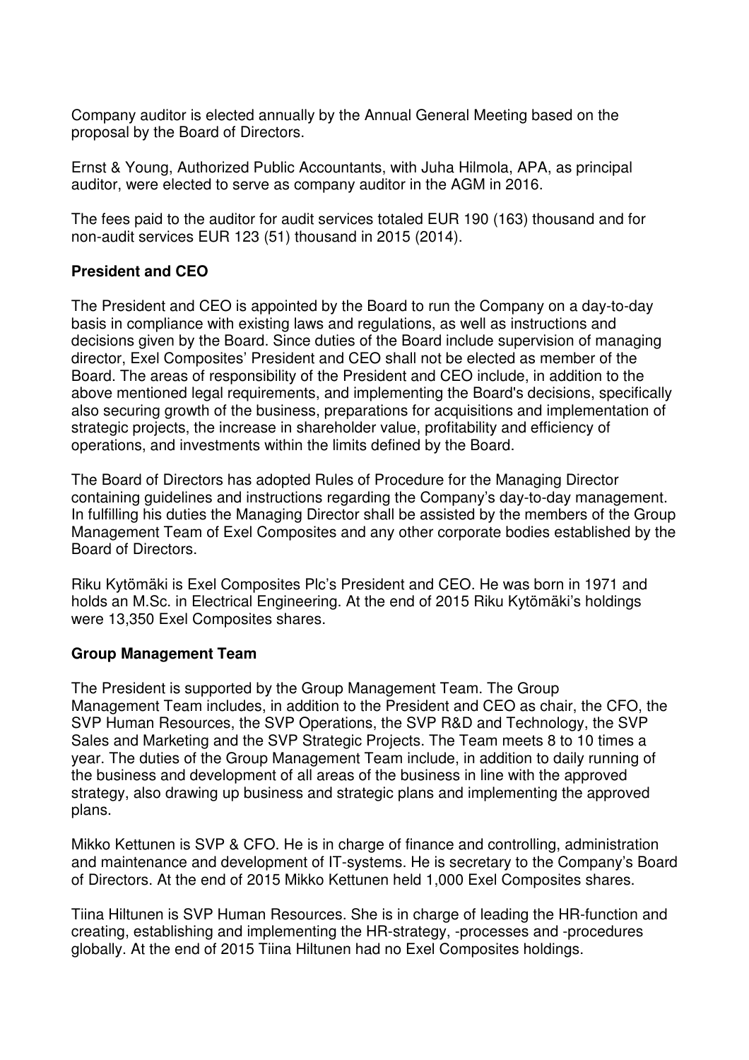Company auditor is elected annually by the Annual General Meeting based on the proposal by the Board of Directors.

Ernst & Young, Authorized Public Accountants, with Juha Hilmola, APA, as principal auditor, were elected to serve as company auditor in the AGM in 2016.

The fees paid to the auditor for audit services totaled EUR 190 (163) thousand and for non-audit services EUR 123 (51) thousand in 2015 (2014).

**President and CEO**

The President and CEO is appointed by the Board to run the Company on a day-to-day basis in compliance with existing laws and regulations, as well as instructions and decisions given by the Board. Since duties of the Board include supervision of managing director, Exel Composites' President and CEO shall not be elected as member of the Board. The areas of responsibility of the President and CEO include, in addition to the above mentioned legal requirements, and implementing the Board's decisions, specifically also securing growth of the business, preparations for acquisitions and implementation of strategic projects, the increase in shareholder value, profitability and efficiency of operations, and investments within the limits defined by the Board.

The Board of Directors has adopted Rules of Procedure for the Managing Director containing guidelines and instructions regarding the Company's day-to-day management. In fulfilling his duties the Managing Director shall be assisted by the members of the Group Management Team of Exel Composites and any other corporate bodies established by the Board of Directors.

Riku Kytömäki is Exel Composites Plc's President and CEO. He was born in 1971 and holds an M.Sc. in Electrical Engineering. At the end of 2015 Riku Kytömäki's holdings were 13,350 Exel Composites shares.

**Group Management Team**

The President is supported by the Group Management Team. The Group Management Team includes, in addition to the President and CEO as chair, the CFO, the SVP Human Resources, the SVP Operations, the SVP R&D and Technology, the SVP Sales and Marketing and the SVP Strategic Projects. The Team meets 8 to 10 times a year. The duties of the Group Management Team include, in addition to daily running of the business and development of all areas of the business in line with the approved strategy, also drawing up business and strategic plans and implementing the approved plans.

Mikko Kettunen is SVP & CFO. He is in charge of finance and controlling, administration and maintenance and development of IT-systems. He is secretary to the Company's Board of Directors. At the end of 2015 Mikko Kettunen held 1,000 Exel Composites shares.

Tiina Hiltunen is SVP Human Resources. She is in charge of leading the HR-function and creating, establishing and implementing the HR-strategy, -processes and -procedures globally. At the end of 2015 Tiina Hiltunen had no Exel Composites holdings.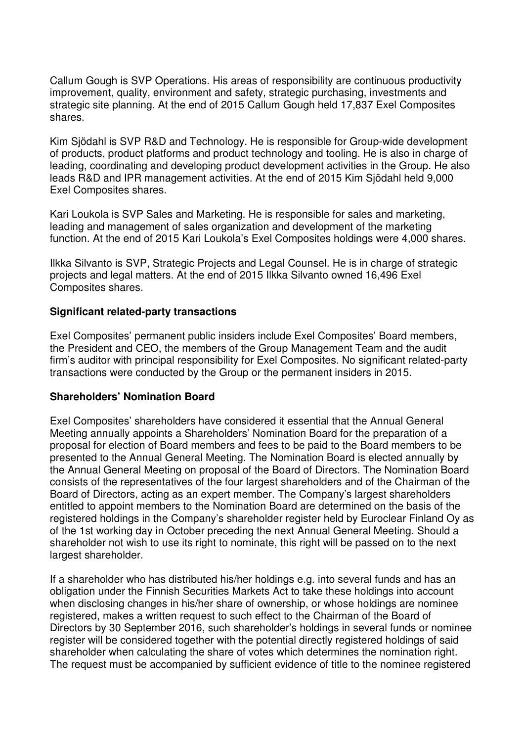Callum Gough is SVP Operations. His areas of responsibility are continuous productivity improvement, quality, environment and safety, strategic purchasing, investments and strategic site planning. At the end of 2015 Callum Gough held 17,837 Exel Composites shares.

Kim Sjödahl is SVP R&D and Technology. He is responsible for Group-wide development of products, product platforms and product technology and tooling. He is also in charge of leading, coordinating and developing product development activities in the Group. He also leads R&D and IPR management activities. At the end of 2015 Kim Sjödahl held 9,000 Exel Composites shares.

Kari Loukola is SVP Sales and Marketing. He is responsible for sales and marketing, leading and management of sales organization and development of the marketing function. At the end of 2015 Kari Loukola's Exel Composites holdings were 4,000 shares.

Ilkka Silvanto is SVP, Strategic Projects and Legal Counsel. He is in charge of strategic projects and legal matters. At the end of 2015 Ilkka Silvanto owned 16,496 Exel Composites shares.

**Significant related-party transactions**

Exel Composites' permanent public insiders include Exel Composites' Board members, the President and CEO, the members of the Group Management Team and the audit firm's auditor with principal responsibility for Exel Composites. No significant related-party transactions were conducted by the Group or the permanent insiders in 2015.

**Shareholders' Nomination Board**

Exel Composites' shareholders have considered it essential that the Annual General Meeting annually appoints a Shareholders' Nomination Board for the preparation of a proposal for election of Board members and fees to be paid to the Board members to be presented to the Annual General Meeting. The Nomination Board is elected annually by the Annual General Meeting on proposal of the Board of Directors. The Nomination Board consists of the representatives of the four largest shareholders and of the Chairman of the Board of Directors, acting as an expert member. The Company's largest shareholders entitled to appoint members to the Nomination Board are determined on the basis of the registered holdings in the Company's shareholder register held by Euroclear Finland Oy as of the 1st working day in October preceding the next Annual General Meeting. Should a shareholder not wish to use its right to nominate, this right will be passed on to the next largest shareholder.

If a shareholder who has distributed his/her holdings e.g. into several funds and has an obligation under the Finnish Securities Markets Act to take these holdings into account when disclosing changes in his/her share of ownership, or whose holdings are nominee registered, makes a written request to such effect to the Chairman of the Board of Directors by 30 September 2016, such shareholder's holdings in several funds or nominee register will be considered together with the potential directly registered holdings of said shareholder when calculating the share of votes which determines the nomination right. The request must be accompanied by sufficient evidence of title to the nominee registered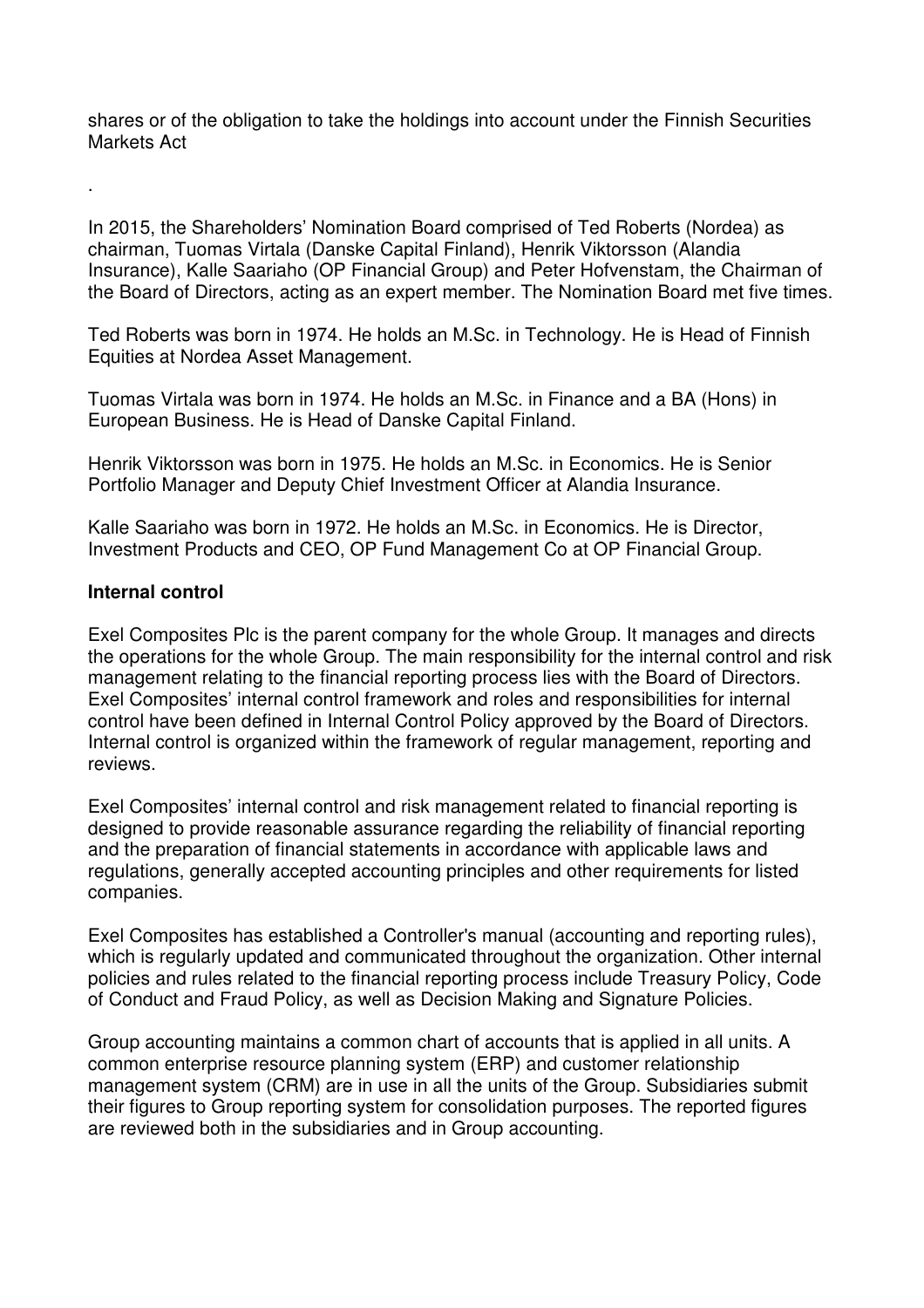shares or of the obligation to take the holdings into account under the Finnish Securities Markets Act

.

In 2015, the Shareholders' Nomination Board comprised of Ted Roberts (Nordea) as chairman, Tuomas Virtala (Danske Capital Finland), Henrik Viktorsson (Alandia Insurance), Kalle Saariaho (OP Financial Group) and Peter Hofvenstam, the Chairman of the Board of Directors, acting as an expert member. The Nomination Board met five times.

Ted Roberts was born in 1974. He holds an M.Sc. in Technology. He is Head of Finnish Equities at Nordea Asset Management.

Tuomas Virtala was born in 1974. He holds an M.Sc. in Finance and a BA (Hons) in European Business. He is Head of Danske Capital Finland.

Henrik Viktorsson was born in 1975. He holds an M.Sc. in Economics. He is Senior Portfolio Manager and Deputy Chief Investment Officer at Alandia Insurance.

Kalle Saariaho was born in 1972. He holds an M.Sc. in Economics. He is Director, Investment Products and CEO, OP Fund Management Co at OP Financial Group.

**Internal control**

Exel Composites Plc is the parent company for the whole Group. It manages and directs the operations for the whole Group. The main responsibility for the internal control and risk management relating to the financial reporting process lies with the Board of Directors. Exel Composites' internal control framework and roles and responsibilities for internal control have been defined in Internal Control Policy approved by the Board of Directors. Internal control is organized within the framework of regular management, reporting and reviews.

Exel Composites' internal control and risk management related to financial reporting is designed to provide reasonable assurance regarding the reliability of financial reporting and the preparation of financial statements in accordance with applicable laws and regulations, generally accepted accounting principles and other requirements for listed companies.

Exel Composites has established a Controller's manual (accounting and reporting rules), which is regularly updated and communicated throughout the organization. Other internal policies and rules related to the financial reporting process include Treasury Policy, Code of Conduct and Fraud Policy, as well as Decision Making and Signature Policies.

Group accounting maintains a common chart of accounts that is applied in all units. A common enterprise resource planning system (ERP) and customer relationship management system (CRM) are in use in all the units of the Group. Subsidiaries submit their figures to Group reporting system for consolidation purposes. The reported figures are reviewed both in the subsidiaries and in Group accounting.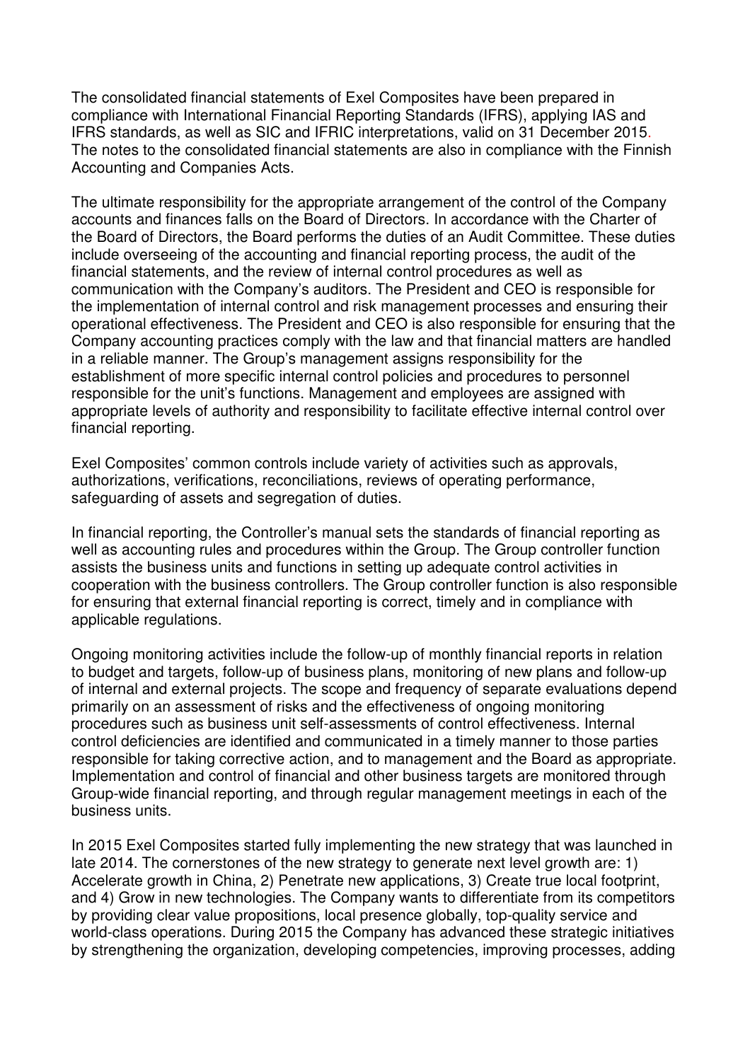The consolidated financial statements of Exel Composites have been prepared in compliance with International Financial Reporting Standards (IFRS), applying IAS and IFRS standards, as well as SIC and IFRIC interpretations, valid on 31 December 2015. The notes to the consolidated financial statements are also in compliance with the Finnish Accounting and Companies Acts.

The ultimate responsibility for the appropriate arrangement of the control of the Company accounts and finances falls on the Board of Directors. In accordance with the Charter of the Board of Directors, the Board performs the duties of an Audit Committee. These duties include overseeing of the accounting and financial reporting process, the audit of the financial statements, and the review of internal control procedures as well as communication with the Company's auditors. The President and CEO is responsible for the implementation of internal control and risk management processes and ensuring their operational effectiveness. The President and CEO is also responsible for ensuring that the Company accounting practices comply with the law and that financial matters are handled in a reliable manner. The Group's management assigns responsibility for the establishment of more specific internal control policies and procedures to personnel responsible for the unit's functions. Management and employees are assigned with appropriate levels of authority and responsibility to facilitate effective internal control over financial reporting.

Exel Composites' common controls include variety of activities such as approvals, authorizations, verifications, reconciliations, reviews of operating performance, safeguarding of assets and segregation of duties.

In financial reporting, the Controller's manual sets the standards of financial reporting as well as accounting rules and procedures within the Group. The Group controller function assists the business units and functions in setting up adequate control activities in cooperation with the business controllers. The Group controller function is also responsible for ensuring that external financial reporting is correct, timely and in compliance with applicable regulations.

Ongoing monitoring activities include the follow-up of monthly financial reports in relation to budget and targets, follow-up of business plans, monitoring of new plans and follow-up of internal and external projects. The scope and frequency of separate evaluations depend primarily on an assessment of risks and the effectiveness of ongoing monitoring procedures such as business unit self-assessments of control effectiveness. Internal control deficiencies are identified and communicated in a timely manner to those parties responsible for taking corrective action, and to management and the Board as appropriate. Implementation and control of financial and other business targets are monitored through Group-wide financial reporting, and through regular management meetings in each of the business units.

In 2015 Exel Composites started fully implementing the new strategy that was launched in late 2014. The cornerstones of the new strategy to generate next level growth are: 1) Accelerate growth in China, 2) Penetrate new applications, 3) Create true local footprint, and 4) Grow in new technologies. The Company wants to differentiate from its competitors by providing clear value propositions, local presence globally, top-quality service and world-class operations. During 2015 the Company has advanced these strategic initiatives by strengthening the organization, developing competencies, improving processes, adding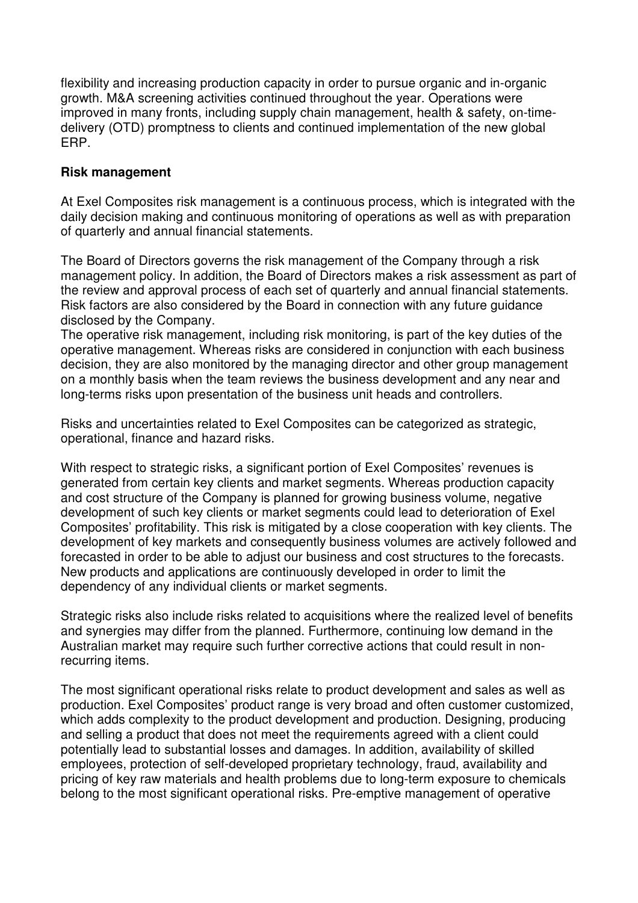flexibility and increasing production capacity in order to pursue organic and in-organic growth. M&A screening activities continued throughout the year. Operations were improved in many fronts, including supply chain management, health & safety, on-time-delivery (OTD) promptness to clients and continued implementation of the new global ERP.

**Risk management**

At Exel Composites risk management is a continuous process, which is integrated with the daily decision making and continuous monitoring of operations as well as with preparation of quarterly and annual financial statements.

The Board of Directors governs the risk management of the Company through a risk management policy. In addition, the Board of Directors makes a risk assessment as part of the review and approval process of each set of quarterly and annual financial statements. Risk factors are also considered by the Board in connection with any future guidance disclosed by the Company.
The operative risk management, including risk monitoring, is part of the key duties of the operative management. Whereas risks are considered in conjunction with each business decision, they are also monitored by the managing director and other group management on a monthly basis when the team reviews the business development and any near and long-terms risks upon presentation of the business unit heads and controllers.

Risks and uncertainties related to Exel Composites can be categorized as strategic, operational, finance and hazard risks.

With respect to strategic risks, a significant portion of Exel Composites' revenues is generated from certain key clients and market segments. Whereas production capacity and cost structure of the Company is planned for growing business volume, negative development of such key clients or market segments could lead to deterioration of Exel Composites' profitability. This risk is mitigated by a close cooperation with key clients. The development of key markets and consequently business volumes are actively followed and forecasted in order to be able to adjust our business and cost structures to the forecasts. New products and applications are continuously developed in order to limit the dependency of any individual clients or market segments.

Strategic risks also include risks related to acquisitions where the realized level of benefits and synergies may differ from the planned. Furthermore, continuing low demand in the Australian market may require such further corrective actions that could result in non-recurring items.

The most significant operational risks relate to product development and sales as well as production. Exel Composites' product range is very broad and often customer customized, which adds complexity to the product development and production. Designing, producing and selling a product that does not meet the requirements agreed with a client could potentially lead to substantial losses and damages. In addition, availability of skilled employees, protection of self-developed proprietary technology, fraud, availability and pricing of key raw materials and health problems due to long-term exposure to chemicals belong to the most significant operational risks. Pre-emptive management of operative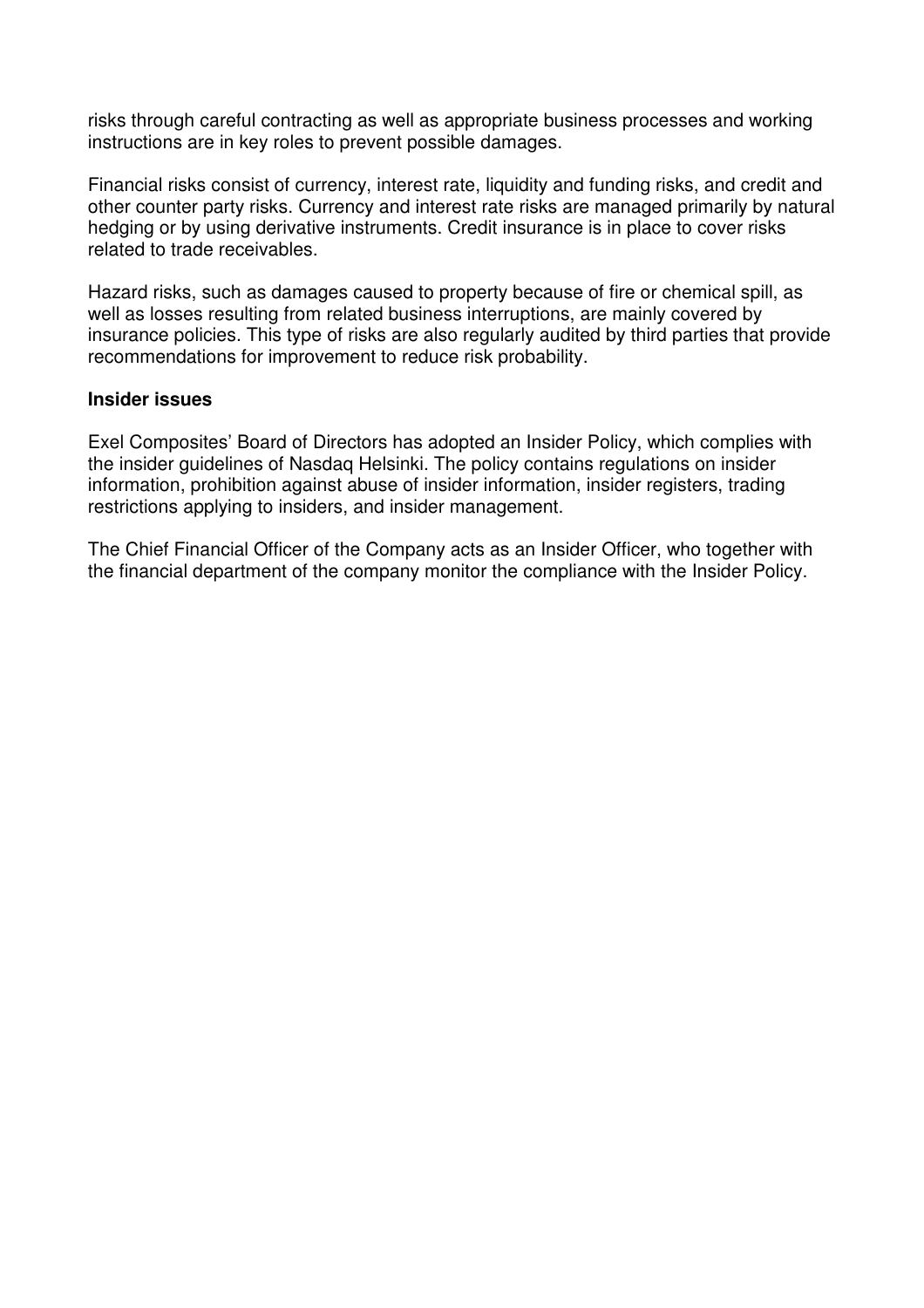risks through careful contracting as well as appropriate business processes and working instructions are in key roles to prevent possible damages.

Financial risks consist of currency, interest rate, liquidity and funding risks, and credit and other counter party risks. Currency and interest rate risks are managed primarily by natural hedging or by using derivative instruments. Credit insurance is in place to cover risks related to trade receivables.

Hazard risks, such as damages caused to property because of fire or chemical spill, as well as losses resulting from related business interruptions, are mainly covered by insurance policies. This type of risks are also regularly audited by third parties that provide recommendations for improvement to reduce risk probability.

**Insider issues**

Exel Composites' Board of Directors has adopted an Insider Policy, which complies with the insider guidelines of Nasdaq Helsinki. The policy contains regulations on insider information, prohibition against abuse of insider information, insider registers, trading restrictions applying to insiders, and insider management.

The Chief Financial Officer of the Company acts as an Insider Officer, who together with the financial department of the company monitor the compliance with the Insider Policy.